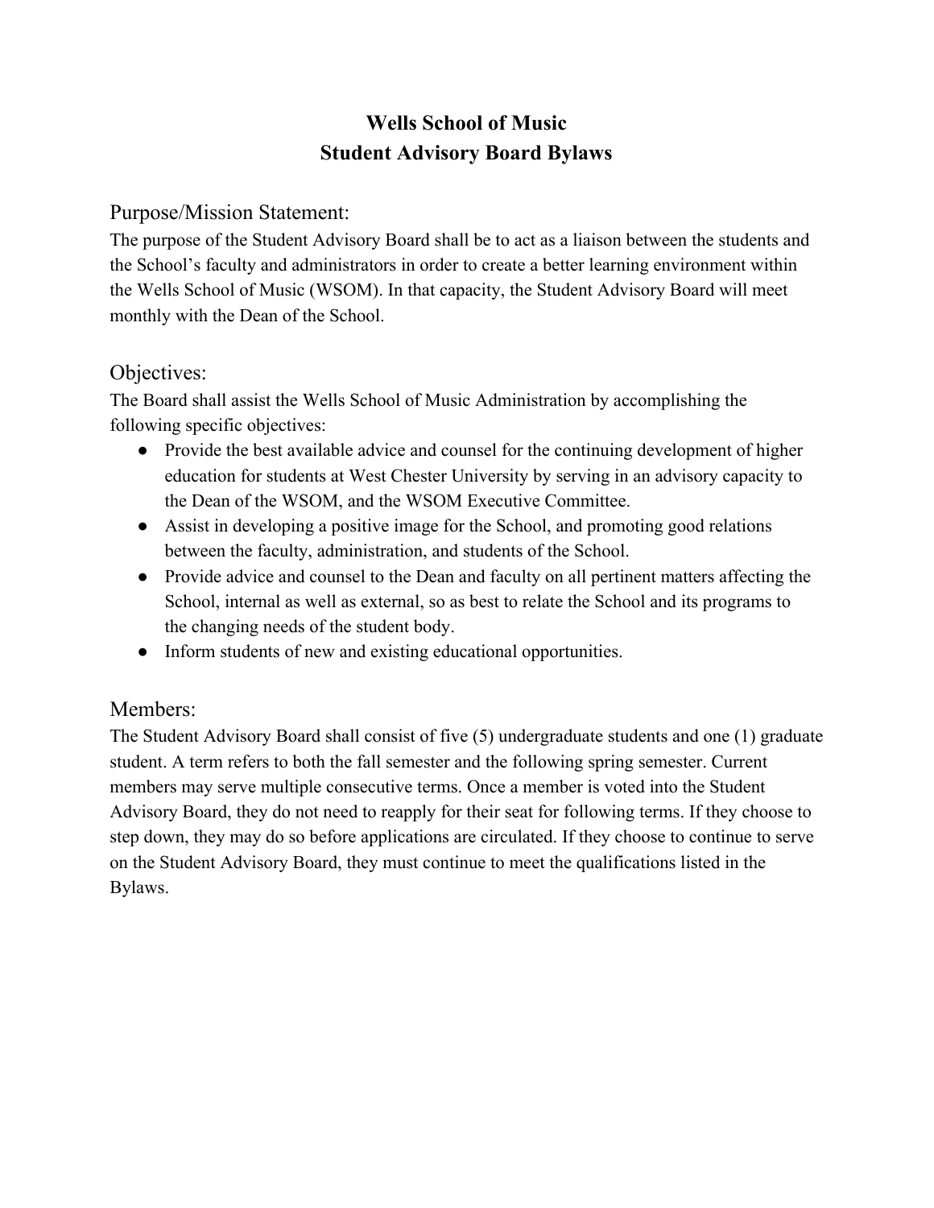# Wells School of Music
# Student Advisory Board Bylaws

## Purpose/Mission Statement:

The purpose of the Student Advisory Board shall be to act as a liaison between the students and the School's faculty and administrators in order to create a better learning environment within the Wells School of Music (WSOM). In that capacity, the Student Advisory Board will meet monthly with the Dean of the School.

## Objectives:

The Board shall assist the Wells School of Music Administration by accomplishing the following specific objectives:

- Provide the best available advice and counsel for the continuing development of higher education for students at West Chester University by serving in an advisory capacity to the Dean of the WSOM, and the WSOM Executive Committee.
- Assist in developing a positive image for the School, and promoting good relations between the faculty, administration, and students of the School.
- Provide advice and counsel to the Dean and faculty on all pertinent matters affecting the School, internal as well as external, so as best to relate the School and its programs to the changing needs of the student body.
- Inform students of new and existing educational opportunities.

## Members:

The Student Advisory Board shall consist of five (5) undergraduate students and one (1) graduate student. A term refers to both the fall semester and the following spring semester. Current members may serve multiple consecutive terms. Once a member is voted into the Student Advisory Board, they do not need to reapply for their seat for following terms. If they choose to step down, they may do so before applications are circulated. If they choose to continue to serve on the Student Advisory Board, they must continue to meet the qualifications listed in the Bylaws.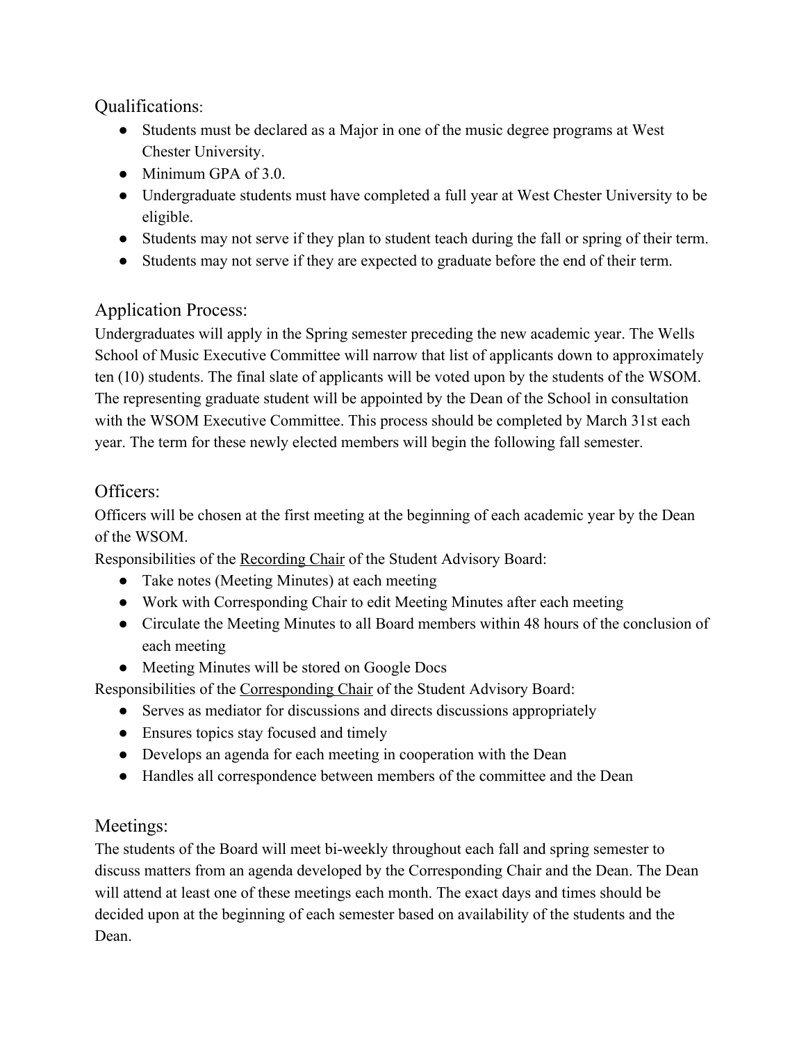## Qualifications:

- Students must be declared as a Major in one of the music degree programs at West Chester University.
- Minimum GPA of 3.0.
- Undergraduate students must have completed a full year at West Chester University to be eligible.
- Students may not serve if they plan to student teach during the fall or spring of their term.
- Students may not serve if they are expected to graduate before the end of their term.

## Application Process:

Undergraduates will apply in the Spring semester preceding the new academic year. The Wells School of Music Executive Committee will narrow that list of applicants down to approximately ten (10) students. The final slate of applicants will be voted upon by the students of the WSOM. The representing graduate student will be appointed by the Dean of the School in consultation with the WSOM Executive Committee. This process should be completed by March 31st each year. The term for these newly elected members will begin the following fall semester.

## Officers:

Officers will be chosen at the first meeting at the beginning of each academic year by the Dean of the WSOM.

Responsibilities of the Recording Chair of the Student Advisory Board:

- Take notes (Meeting Minutes) at each meeting
- Work with Corresponding Chair to edit Meeting Minutes after each meeting
- Circulate the Meeting Minutes to all Board members within 48 hours of the conclusion of each meeting
- Meeting Minutes will be stored on Google Docs

Responsibilities of the Corresponding Chair of the Student Advisory Board:

- Serves as mediator for discussions and directs discussions appropriately
- Ensures topics stay focused and timely
- Develops an agenda for each meeting in cooperation with the Dean
- Handles all correspondence between members of the committee and the Dean

## Meetings:

The students of the Board will meet bi-weekly throughout each fall and spring semester to discuss matters from an agenda developed by the Corresponding Chair and the Dean. The Dean will attend at least one of these meetings each month. The exact days and times should be decided upon at the beginning of each semester based on availability of the students and the Dean.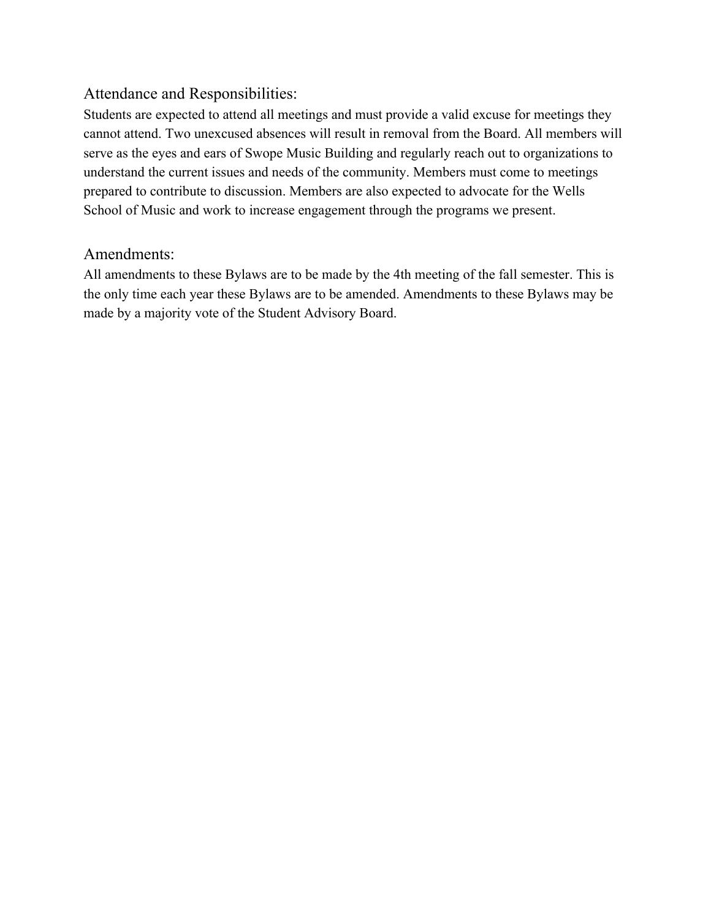## Attendance and Responsibilities:

Students are expected to attend all meetings and must provide a valid excuse for meetings they cannot attend. Two unexcused absences will result in removal from the Board. All members will serve as the eyes and ears of Swope Music Building and regularly reach out to organizations to understand the current issues and needs of the community. Members must come to meetings prepared to contribute to discussion. Members are also expected to advocate for the Wells School of Music and work to increase engagement through the programs we present.

## Amendments:

All amendments to these Bylaws are to be made by the 4th meeting of the fall semester. This is the only time each year these Bylaws are to be amended. Amendments to these Bylaws may be made by a majority vote of the Student Advisory Board.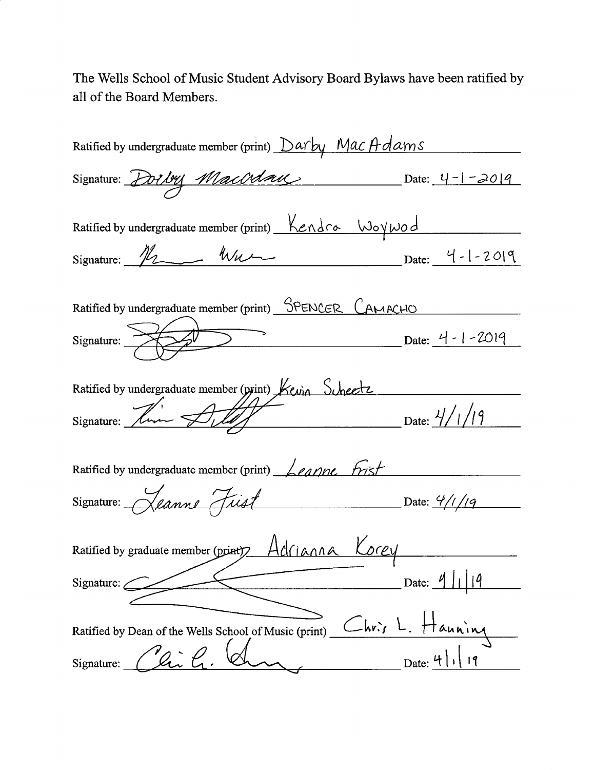The Wells School of Music Student Advisory Board Bylaws have been ratified by all of the Board Members.

Ratified by undergraduate member (print) Darby MacAdams

Signature: Darby MacAdams Date: 4-1-2019

Ratified by undergraduate member (print) Kendra Woywod

Signature: Date: 4-1-2019

Ratified by undergraduate member (print) SPENCER CAMACHO

Signature: Date: 4-1-2019

Ratified by undergraduate member (print) Kevin Scheetz

Signature: Date: 4/1/19

Ratified by undergraduate member (print) Leanne Frist

Signature: Leanne Frist Date: 4/1/19

Ratified by graduate member (print) Adrianna Korey

Signature: Date: 4/1/19

Ratified by Dean of the Wells School of Music (print) Chris L. Hanning

Signature: Date: 4/1/19